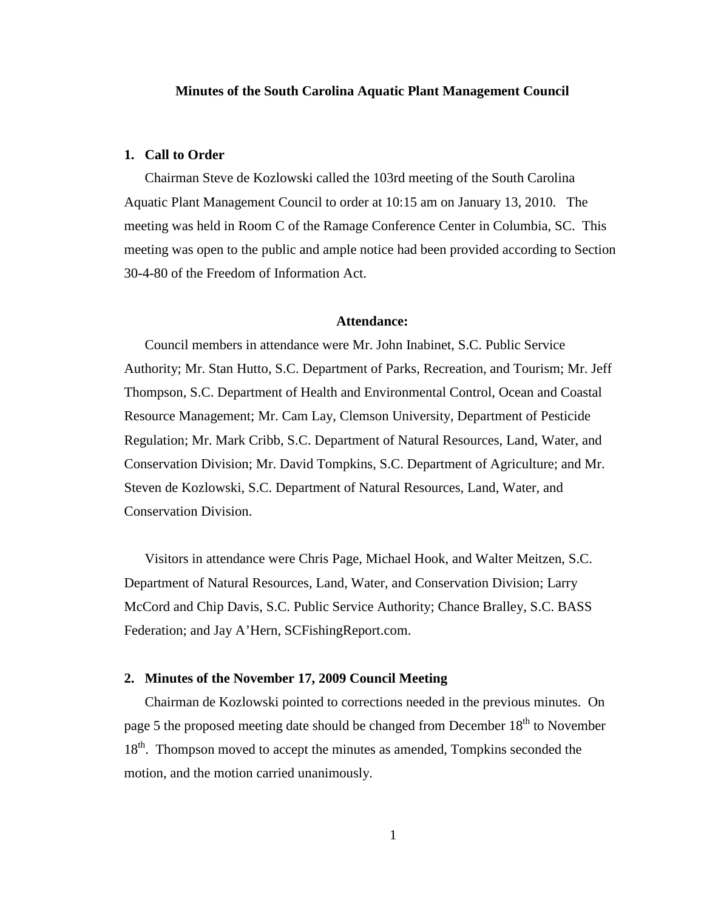# Minutes of the South Carolina Aquatic Plant Management Council

## 1. Call to Order

Chairman Steve de Kozlowski called the 103rd meeting of the South Carolina Aquatic Plant Management Council to order at 10:15 am on January 13, 2010. The meeting was held in Room C of the Ramage Conference Center in Columbia, SC. This meeting was open to the public and ample notice had been provided according to Section 30-4-80 of the Freedom of Information Act.

### Attendance:

Council members in attendance were Mr. John Inabinet, S.C. Public Service Authority; Mr. Stan Hutto, S.C. Department of Parks, Recreation, and Tourism; Mr. Jeff Thompson, S.C. Department of Health and Environmental Control, Ocean and Coastal Resource Management; Mr. Cam Lay, Clemson University, Department of Pesticide Regulation; Mr. Mark Cribb, S.C. Department of Natural Resources, Land, Water, and Conservation Division; Mr. David Tompkins, S.C. Department of Agriculture; and Mr. Steven de Kozlowski, S.C. Department of Natural Resources, Land, Water, and Conservation Division.

Visitors in attendance were Chris Page, Michael Hook, and Walter Meitzen, S.C. Department of Natural Resources, Land, Water, and Conservation Division; Larry McCord and Chip Davis, S.C. Public Service Authority; Chance Bralley, S.C. BASS Federation; and Jay A'Hern, SCFishingReport.com.

## 2. Minutes of the November 17, 2009 Council Meeting

Chairman de Kozlowski pointed to corrections needed in the previous minutes. On page 5 the proposed meeting date should be changed from December 18th to November 18th. Thompson moved to accept the minutes as amended, Tompkins seconded the motion, and the motion carried unanimously.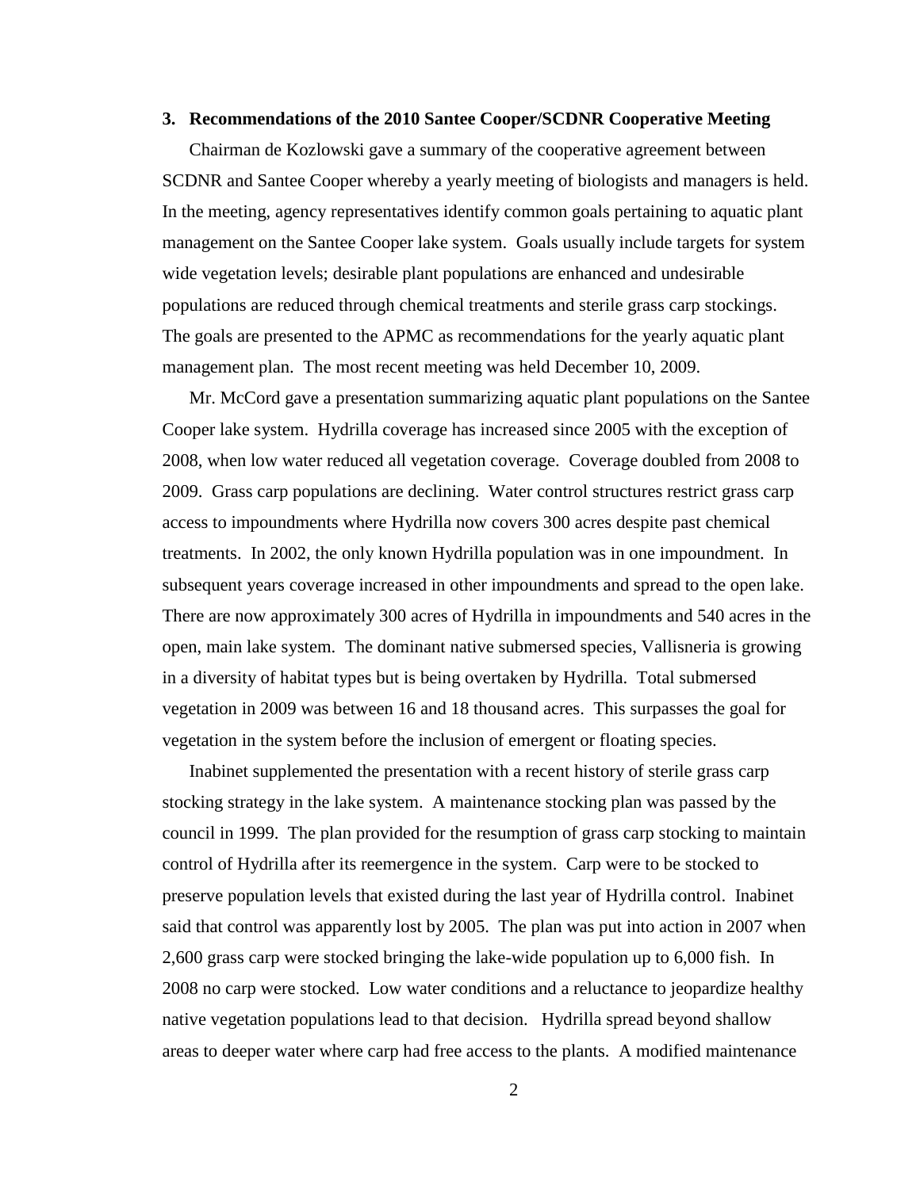### 3. Recommendations of the 2010 Santee Cooper/SCDNR Cooperative Meeting

Chairman de Kozlowski gave a summary of the cooperative agreement between SCDNR and Santee Cooper whereby a yearly meeting of biologists and managers is held. In the meeting, agency representatives identify common goals pertaining to aquatic plant management on the Santee Cooper lake system. Goals usually include targets for system wide vegetation levels; desirable plant populations are enhanced and undesirable populations are reduced through chemical treatments and sterile grass carp stockings. The goals are presented to the APMC as recommendations for the yearly aquatic plant management plan. The most recent meeting was held December 10, 2009.

Mr. McCord gave a presentation summarizing aquatic plant populations on the Santee Cooper lake system. Hydrilla coverage has increased since 2005 with the exception of 2008, when low water reduced all vegetation coverage. Coverage doubled from 2008 to 2009. Grass carp populations are declining. Water control structures restrict grass carp access to impoundments where Hydrilla now covers 300 acres despite past chemical treatments. In 2002, the only known Hydrilla population was in one impoundment. In subsequent years coverage increased in other impoundments and spread to the open lake. There are now approximately 300 acres of Hydrilla in impoundments and 540 acres in the open, main lake system. The dominant native submersed species, Vallisneria is growing in a diversity of habitat types but is being overtaken by Hydrilla. Total submersed vegetation in 2009 was between 16 and 18 thousand acres. This surpasses the goal for vegetation in the system before the inclusion of emergent or floating species.

Inabinet supplemented the presentation with a recent history of sterile grass carp stocking strategy in the lake system. A maintenance stocking plan was passed by the council in 1999. The plan provided for the resumption of grass carp stocking to maintain control of Hydrilla after its reemergence in the system. Carp were to be stocked to preserve population levels that existed during the last year of Hydrilla control. Inabinet said that control was apparently lost by 2005. The plan was put into action in 2007 when 2,600 grass carp were stocked bringing the lake-wide population up to 6,000 fish. In 2008 no carp were stocked. Low water conditions and a reluctance to jeopardize healthy native vegetation populations lead to that decision. Hydrilla spread beyond shallow areas to deeper water where carp had free access to the plants. A modified maintenance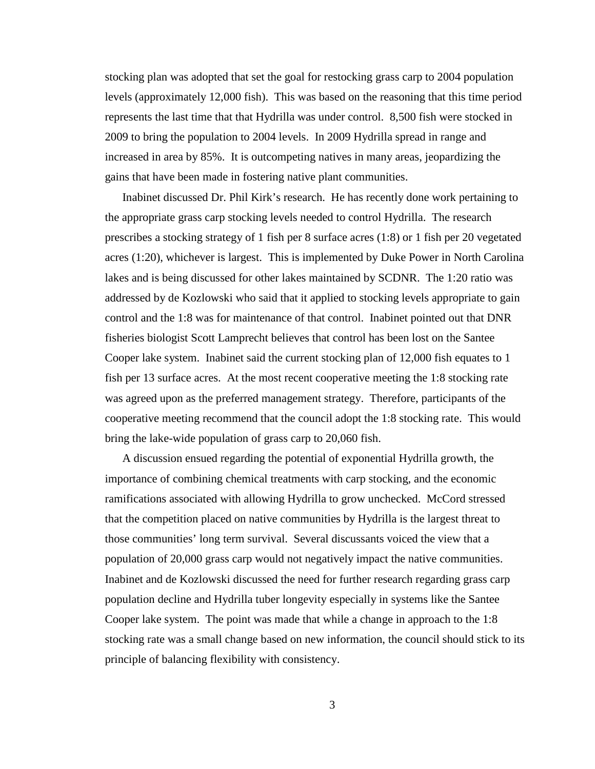stocking plan was adopted that set the goal for restocking grass carp to 2004 population levels (approximately 12,000 fish). This was based on the reasoning that this time period represents the last time that that Hydrilla was under control. 8,500 fish were stocked in 2009 to bring the population to 2004 levels. In 2009 Hydrilla spread in range and increased in area by 85%. It is outcompeting natives in many areas, jeopardizing the gains that have been made in fostering native plant communities.

Inabinet discussed Dr. Phil Kirk's research. He has recently done work pertaining to the appropriate grass carp stocking levels needed to control Hydrilla. The research prescribes a stocking strategy of 1 fish per 8 surface acres (1:8) or 1 fish per 20 vegetated acres (1:20), whichever is largest. This is implemented by Duke Power in North Carolina lakes and is being discussed for other lakes maintained by SCDNR. The 1:20 ratio was addressed by de Kozlowski who said that it applied to stocking levels appropriate to gain control and the 1:8 was for maintenance of that control. Inabinet pointed out that DNR fisheries biologist Scott Lamprecht believes that control has been lost on the Santee Cooper lake system. Inabinet said the current stocking plan of 12,000 fish equates to 1 fish per 13 surface acres. At the most recent cooperative meeting the 1:8 stocking rate was agreed upon as the preferred management strategy. Therefore, participants of the cooperative meeting recommend that the council adopt the 1:8 stocking rate. This would bring the lake-wide population of grass carp to 20,060 fish.

A discussion ensued regarding the potential of exponential Hydrilla growth, the importance of combining chemical treatments with carp stocking, and the economic ramifications associated with allowing Hydrilla to grow unchecked. McCord stressed that the competition placed on native communities by Hydrilla is the largest threat to those communities' long term survival. Several discussants voiced the view that a population of 20,000 grass carp would not negatively impact the native communities. Inabinet and de Kozlowski discussed the need for further research regarding grass carp population decline and Hydrilla tuber longevity especially in systems like the Santee Cooper lake system. The point was made that while a change in approach to the 1:8 stocking rate was a small change based on new information, the council should stick to its principle of balancing flexibility with consistency.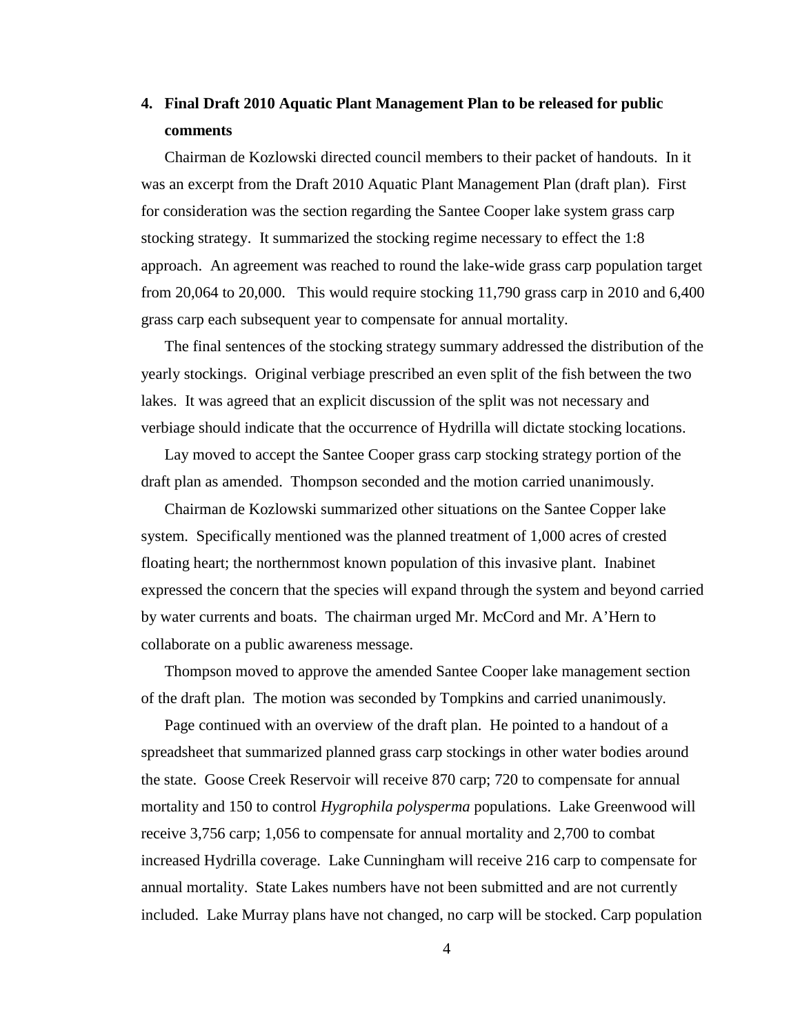**4. Final Draft 2010 Aquatic Plant Management Plan to be released for public comments**

Chairman de Kozlowski directed council members to their packet of handouts. In it was an excerpt from the Draft 2010 Aquatic Plant Management Plan (draft plan). First for consideration was the section regarding the Santee Cooper lake system grass carp stocking strategy. It summarized the stocking regime necessary to effect the 1:8 approach. An agreement was reached to round the lake-wide grass carp population target from 20,064 to 20,000. This would require stocking 11,790 grass carp in 2010 and 6,400 grass carp each subsequent year to compensate for annual mortality.

The final sentences of the stocking strategy summary addressed the distribution of the yearly stockings. Original verbiage prescribed an even split of the fish between the two lakes. It was agreed that an explicit discussion of the split was not necessary and verbiage should indicate that the occurrence of Hydrilla will dictate stocking locations.

Lay moved to accept the Santee Cooper grass carp stocking strategy portion of the draft plan as amended. Thompson seconded and the motion carried unanimously.

Chairman de Kozlowski summarized other situations on the Santee Copper lake system. Specifically mentioned was the planned treatment of 1,000 acres of crested floating heart; the northernmost known population of this invasive plant. Inabinet expressed the concern that the species will expand through the system and beyond carried by water currents and boats. The chairman urged Mr. McCord and Mr. A'Hern to collaborate on a public awareness message.

Thompson moved to approve the amended Santee Cooper lake management section of the draft plan. The motion was seconded by Tompkins and carried unanimously.

Page continued with an overview of the draft plan. He pointed to a handout of a spreadsheet that summarized planned grass carp stockings in other water bodies around the state. Goose Creek Reservoir will receive 870 carp; 720 to compensate for annual mortality and 150 to control *Hygrophila polysperma* populations. Lake Greenwood will receive 3,756 carp; 1,056 to compensate for annual mortality and 2,700 to combat increased Hydrilla coverage. Lake Cunningham will receive 216 carp to compensate for annual mortality. State Lakes numbers have not been submitted and are not currently included. Lake Murray plans have not changed, no carp will be stocked. Carp population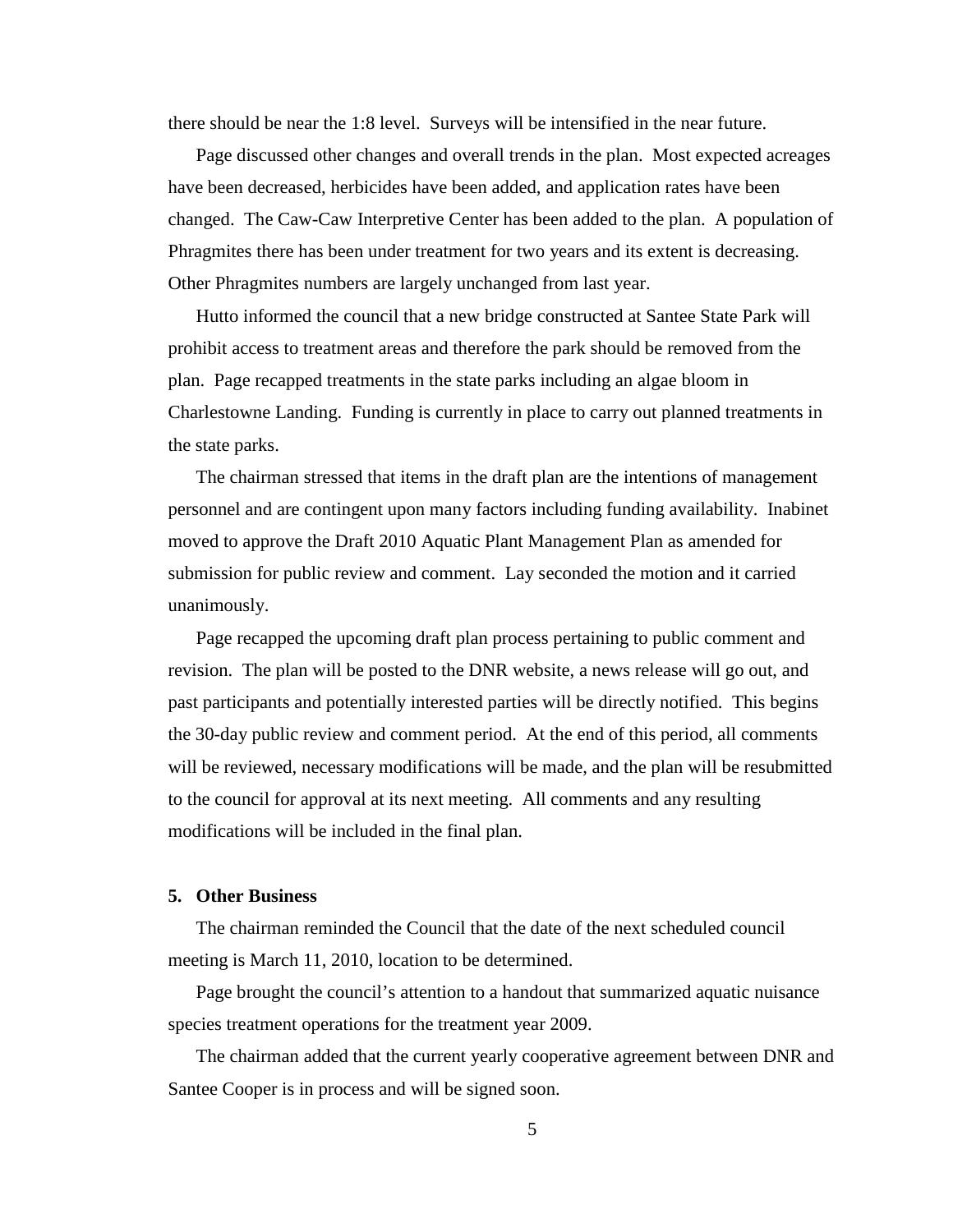there should be near the 1:8 level. Surveys will be intensified in the near future.

Page discussed other changes and overall trends in the plan. Most expected acreages have been decreased, herbicides have been added, and application rates have been changed. The Caw-Caw Interpretive Center has been added to the plan. A population of Phragmites there has been under treatment for two years and its extent is decreasing. Other Phragmites numbers are largely unchanged from last year.

Hutto informed the council that a new bridge constructed at Santee State Park will prohibit access to treatment areas and therefore the park should be removed from the plan. Page recapped treatments in the state parks including an algae bloom in Charlestowne Landing. Funding is currently in place to carry out planned treatments in the state parks.

The chairman stressed that items in the draft plan are the intentions of management personnel and are contingent upon many factors including funding availability. Inabinet moved to approve the Draft 2010 Aquatic Plant Management Plan as amended for submission for public review and comment. Lay seconded the motion and it carried unanimously.

Page recapped the upcoming draft plan process pertaining to public comment and revision. The plan will be posted to the DNR website, a news release will go out, and past participants and potentially interested parties will be directly notified. This begins the 30-day public review and comment period. At the end of this period, all comments will be reviewed, necessary modifications will be made, and the plan will be resubmitted to the council for approval at its next meeting. All comments and any resulting modifications will be included in the final plan.

## 5. Other Business

The chairman reminded the Council that the date of the next scheduled council meeting is March 11, 2010, location to be determined.

Page brought the council's attention to a handout that summarized aquatic nuisance species treatment operations for the treatment year 2009.

The chairman added that the current yearly cooperative agreement between DNR and Santee Cooper is in process and will be signed soon.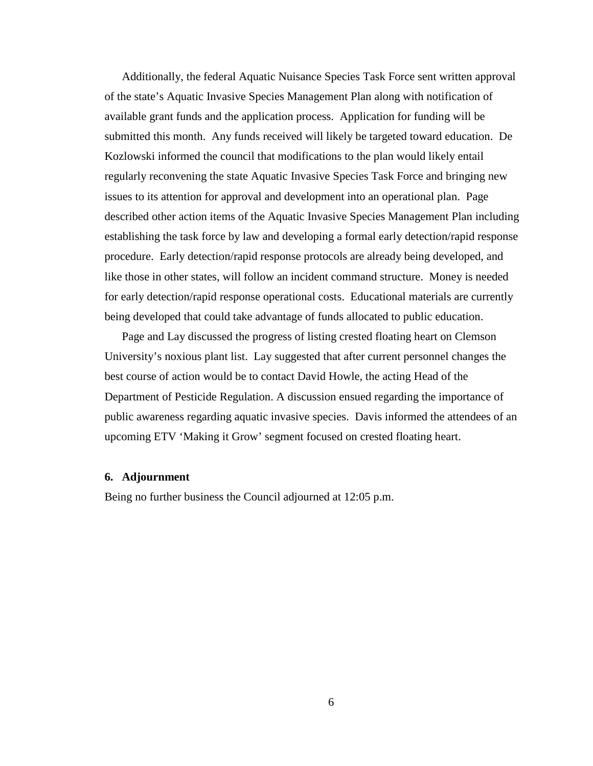Additionally, the federal Aquatic Nuisance Species Task Force sent written approval of the state's Aquatic Invasive Species Management Plan along with notification of available grant funds and the application process. Application for funding will be submitted this month. Any funds received will likely be targeted toward education. De Kozlowski informed the council that modifications to the plan would likely entail regularly reconvening the state Aquatic Invasive Species Task Force and bringing new issues to its attention for approval and development into an operational plan. Page described other action items of the Aquatic Invasive Species Management Plan including establishing the task force by law and developing a formal early detection/rapid response procedure. Early detection/rapid response protocols are already being developed, and like those in other states, will follow an incident command structure. Money is needed for early detection/rapid response operational costs. Educational materials are currently being developed that could take advantage of funds allocated to public education.

Page and Lay discussed the progress of listing crested floating heart on Clemson University's noxious plant list. Lay suggested that after current personnel changes the best course of action would be to contact David Howle, the acting Head of the Department of Pesticide Regulation. A discussion ensued regarding the importance of public awareness regarding aquatic invasive species. Davis informed the attendees of an upcoming ETV 'Making it Grow' segment focused on crested floating heart.

**6. Adjournment**

Being no further business the Council adjourned at 12:05 p.m.